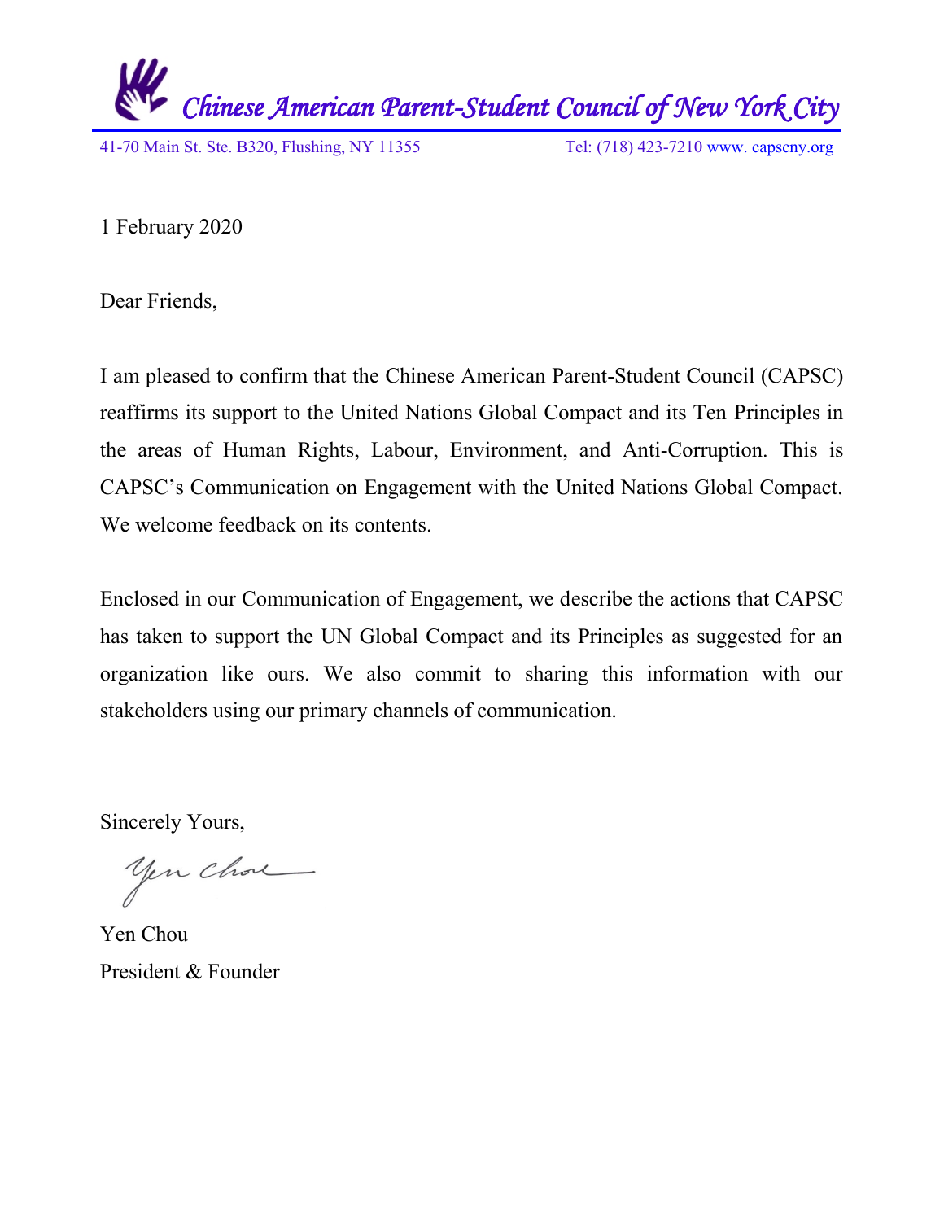*Chinese American Parent-Student Council of New York City*

41-70 Main St. Ste. B320, Flushing, NY 11355 Tel: (718) 423-7210 www. capscny.org

1 February 2020

Dear Friends,

I am pleased to confirm that the Chinese American Parent-Student Council (CAPSC) reaffirms its support to the United Nations Global Compact and its Ten Principles in the areas of Human Rights, Labour, Environment, and Anti-Corruption. This is CAPSC's Communication on Engagement with the United Nations Global Compact. We welcome feedback on its contents.

Enclosed in our Communication of Engagement, we describe the actions that CAPSC has taken to support the UN Global Compact and its Principles as suggested for an organization like ours. We also commit to sharing this information with our stakeholders using our primary channels of communication.

Sincerely Yours,

Yen Chou

Yen Chou
President & Founder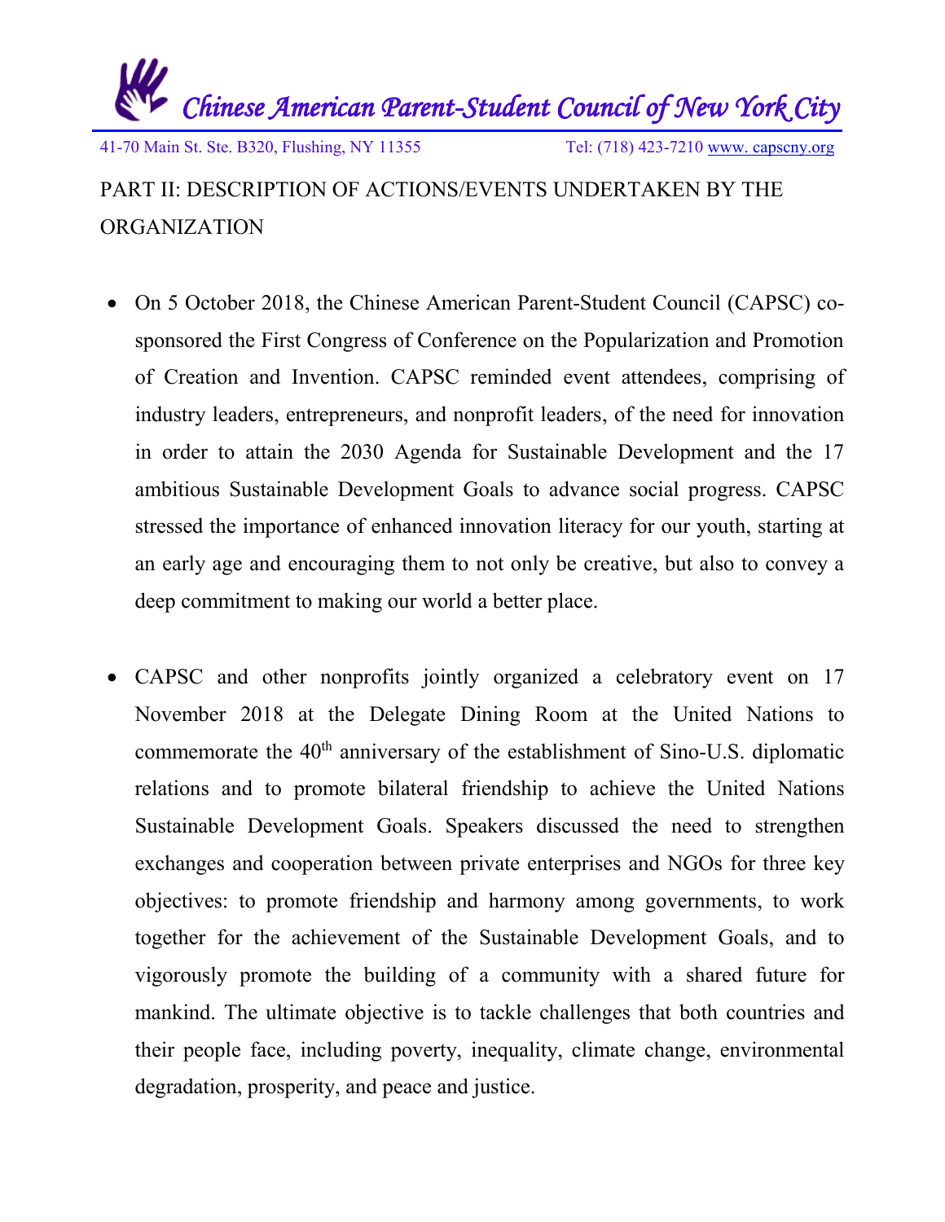PART II: DESCRIPTION OF ACTIONS/EVENTS UNDERTAKEN BY THE ORGANIZATION

- On 5 October 2018, the Chinese American Parent-Student Council (CAPSC) co-sponsored the First Congress of Conference on the Popularization and Promotion of Creation and Invention. CAPSC reminded event attendees, comprising of industry leaders, entrepreneurs, and nonprofit leaders, of the need for innovation in order to attain the 2030 Agenda for Sustainable Development and the 17 ambitious Sustainable Development Goals to advance social progress. CAPSC stressed the importance of enhanced innovation literacy for our youth, starting at an early age and encouraging them to not only be creative, but also to convey a deep commitment to making our world a better place.

- CAPSC and other nonprofits jointly organized a celebratory event on 17 November 2018 at the Delegate Dining Room at the United Nations to commemorate the 40th anniversary of the establishment of Sino-U.S. diplomatic relations and to promote bilateral friendship to achieve the United Nations Sustainable Development Goals. Speakers discussed the need to strengthen exchanges and cooperation between private enterprises and NGOs for three key objectives: to promote friendship and harmony among governments, to work together for the achievement of the Sustainable Development Goals, and to vigorously promote the building of a community with a shared future for mankind. The ultimate objective is to tackle challenges that both countries and their people face, including poverty, inequality, climate change, environmental degradation, prosperity, and peace and justice.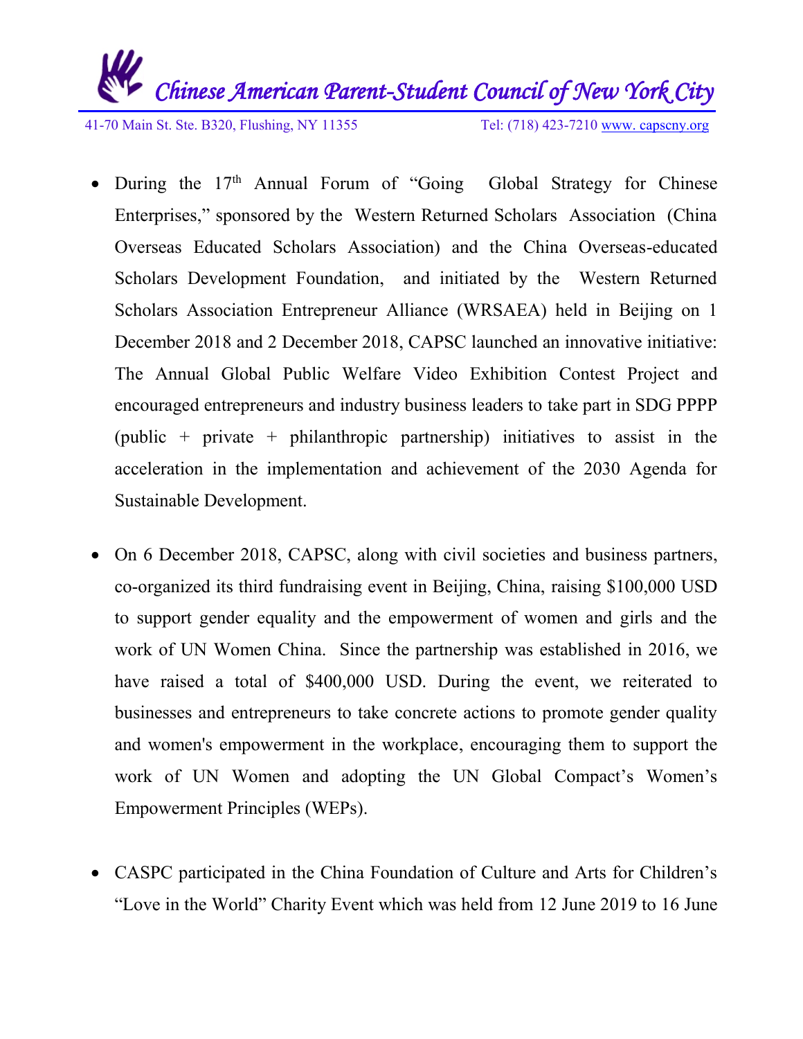- During the 17th Annual Forum of "Going Global Strategy for Chinese Enterprises," sponsored by the Western Returned Scholars Association (China Overseas Educated Scholars Association) and the China Overseas-educated Scholars Development Foundation, and initiated by the Western Returned Scholars Association Entrepreneur Alliance (WRSAEA) held in Beijing on 1 December 2018 and 2 December 2018, CAPSC launched an innovative initiative: The Annual Global Public Welfare Video Exhibition Contest Project and encouraged entrepreneurs and industry business leaders to take part in SDG PPPP (public + private + philanthropic partnership) initiatives to assist in the acceleration in the implementation and achievement of the 2030 Agenda for Sustainable Development.

- On 6 December 2018, CAPSC, along with civil societies and business partners, co-organized its third fundraising event in Beijing, China, raising $100,000 USD to support gender equality and the empowerment of women and girls and the work of UN Women China. Since the partnership was established in 2016, we have raised a total of $400,000 USD. During the event, we reiterated to businesses and entrepreneurs to take concrete actions to promote gender quality and women's empowerment in the workplace, encouraging them to support the work of UN Women and adopting the UN Global Compact's Women's Empowerment Principles (WEPs).

- CASPC participated in the China Foundation of Culture and Arts for Children's "Love in the World" Charity Event which was held from 12 June 2019 to 16 June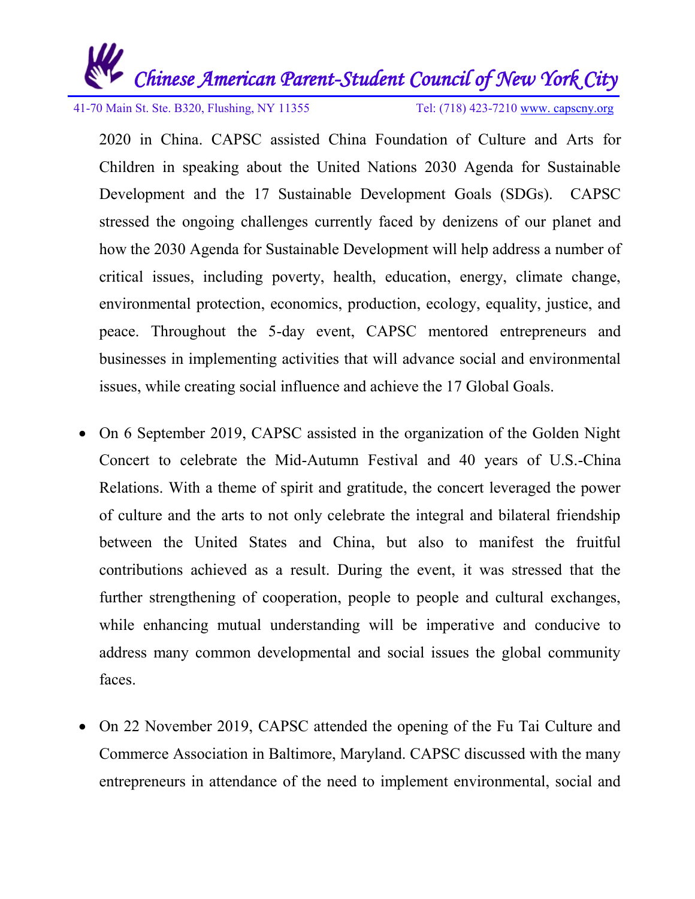2020 in China. CAPSC assisted China Foundation of Culture and Arts for Children in speaking about the United Nations 2030 Agenda for Sustainable Development and the 17 Sustainable Development Goals (SDGs). CAPSC stressed the ongoing challenges currently faced by denizens of our planet and how the 2030 Agenda for Sustainable Development will help address a number of critical issues, including poverty, health, education, energy, climate change, environmental protection, economics, production, ecology, equality, justice, and peace. Throughout the 5-day event, CAPSC mentored entrepreneurs and businesses in implementing activities that will advance social and environmental issues, while creating social influence and achieve the 17 Global Goals.

- On 6 September 2019, CAPSC assisted in the organization of the Golden Night Concert to celebrate the Mid-Autumn Festival and 40 years of U.S.-China Relations. With a theme of spirit and gratitude, the concert leveraged the power of culture and the arts to not only celebrate the integral and bilateral friendship between the United States and China, but also to manifest the fruitful contributions achieved as a result. During the event, it was stressed that the further strengthening of cooperation, people to people and cultural exchanges, while enhancing mutual understanding will be imperative and conducive to address many common developmental and social issues the global community faces.

- On 22 November 2019, CAPSC attended the opening of the Fu Tai Culture and Commerce Association in Baltimore, Maryland. CAPSC discussed with the many entrepreneurs in attendance of the need to implement environmental, social and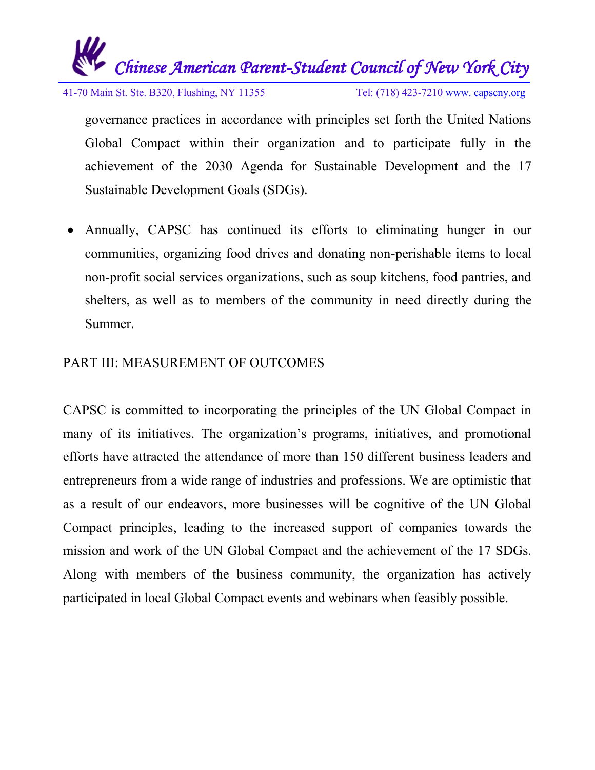governance practices in accordance with principles set forth the United Nations Global Compact within their organization and to participate fully in the achievement of the 2030 Agenda for Sustainable Development and the 17 Sustainable Development Goals (SDGs).

- Annually, CAPSC has continued its efforts to eliminating hunger in our communities, organizing food drives and donating non-perishable items to local non-profit social services organizations, such as soup kitchens, food pantries, and shelters, as well as to members of the community in need directly during the Summer.

PART III: MEASUREMENT OF OUTCOMES

CAPSC is committed to incorporating the principles of the UN Global Compact in many of its initiatives. The organization's programs, initiatives, and promotional efforts have attracted the attendance of more than 150 different business leaders and entrepreneurs from a wide range of industries and professions. We are optimistic that as a result of our endeavors, more businesses will be cognitive of the UN Global Compact principles, leading to the increased support of companies towards the mission and work of the UN Global Compact and the achievement of the 17 SDGs. Along with members of the business community, the organization has actively participated in local Global Compact events and webinars when feasibly possible.